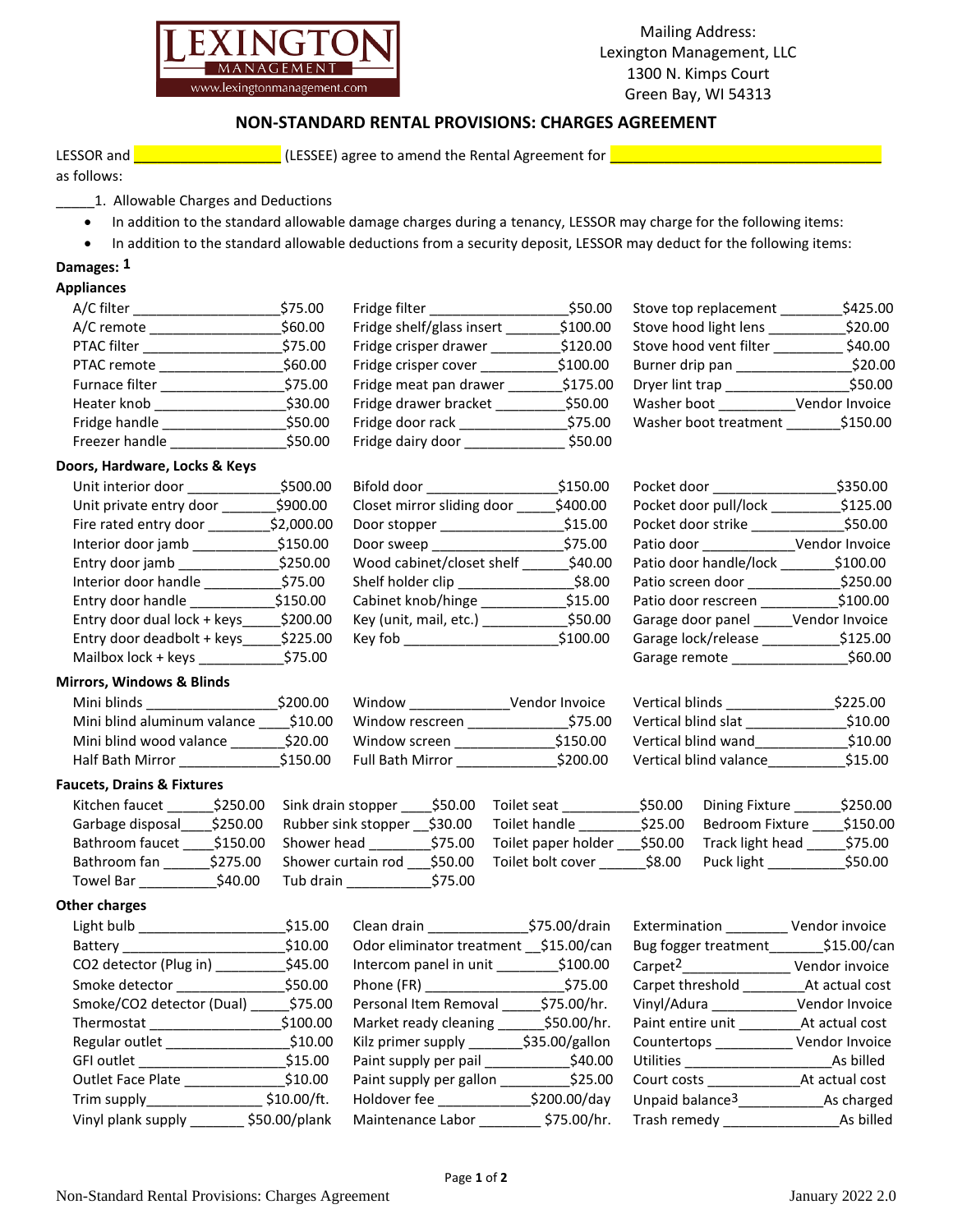LEXINGTON MANAGEMENT
www.lexingtonmanagement.com

Mailing Address:
Lexington Management, LLC
1300 N. Kimps Court
Green Bay, WI 54313

## NON-STANDARD RENTAL PROVISIONS: CHARGES AGREEMENT

LESSOR and ____________________ (LESSEE) agree to amend the Rental Agreement for ______________________________________ as follows:

_____1. Allowable Charges and Deductions

- In addition to the standard allowable damage charges during a tenancy, LESSOR may charge for the following items:
- In addition to the standard allowable deductions from a security deposit, LESSOR may deduct for the following items:

**Damages:** [1]

**Appliances**

| Item | Charge | Item | Charge | Item | Charge |
|---|---|---|---|---|---|
| A/C filter | $75.00 | Fridge filter | $50.00 | Stove top replacement | $425.00 |
| A/C remote | $60.00 | Fridge shelf/glass insert | $100.00 | Stove hood light lens | $20.00 |
| PTAC filter | $75.00 | Fridge crisper drawer | $120.00 | Stove hood vent filter | $40.00 |
| PTAC remote | $60.00 | Fridge crisper cover | $100.00 | Burner drip pan | $20.00 |
| Furnace filter | $75.00 | Fridge meat pan drawer | $175.00 | Dryer lint trap | $50.00 |
| Heater knob | $30.00 | Fridge drawer bracket | $50.00 | Washer boot | Vendor Invoice |
| Fridge handle | $50.00 | Fridge door rack | $75.00 | Washer boot treatment | $150.00 |
| Freezer handle | $50.00 | Fridge dairy door | $50.00 | | |

**Doors, Hardware, Locks & Keys**

| Item | Charge | Item | Charge | Item | Charge |
|---|---|---|---|---|---|
| Unit interior door | $500.00 | Bifold door | $150.00 | Pocket door | $350.00 |
| Unit private entry door | $900.00 | Closet mirror sliding door | $400.00 | Pocket door pull/lock | $125.00 |
| Fire rated entry door | $2,000.00 | Door stopper | $15.00 | Pocket door strike | $50.00 |
| Interior door jamb | $150.00 | Door sweep | $75.00 | Patio door | Vendor Invoice |
| Entry door jamb | $250.00 | Wood cabinet/closet shelf | $40.00 | Patio door handle/lock | $100.00 |
| Interior door handle | $75.00 | Shelf holder clip | $8.00 | Patio screen door | $250.00 |
| Entry door handle | $150.00 | Cabinet knob/hinge | $15.00 | Patio door rescreen | $100.00 |
| Entry door dual lock + keys | $200.00 | Key (unit, mail, etc.) | $50.00 | Garage door panel | Vendor Invoice |
| Entry door deadbolt + keys | $225.00 | Key fob | $100.00 | Garage lock/release | $125.00 |
| Mailbox lock + keys | $75.00 | | | Garage remote | $60.00 |

**Mirrors, Windows & Blinds**

| Item | Charge | Item | Charge | Item | Charge |
|---|---|---|---|---|---|
| Mini blinds | $200.00 | Window | Vendor Invoice | Vertical blinds | $225.00 |
| Mini blind aluminum valance | $10.00 | Window rescreen | $75.00 | Vertical blind slat | $10.00 |
| Mini blind wood valance | $20.00 | Window screen | $150.00 | Vertical blind wand | $10.00 |
| Half Bath Mirror | $150.00 | Full Bath Mirror | $200.00 | Vertical blind valance | $15.00 |

**Faucets, Drains & Fixtures**

| Item | Charge | Item | Charge | Item | Charge | Item | Charge |
|---|---|---|---|---|---|---|---|
| Kitchen faucet | $250.00 | Sink drain stopper | $50.00 | Toilet seat | $50.00 | Dining Fixture | $250.00 |
| Garbage disposal | $250.00 | Rubber sink stopper | $30.00 | Toilet handle | $25.00 | Bedroom Fixture | $150.00 |
| Bathroom faucet | $150.00 | Shower head | $75.00 | Toilet paper holder | $50.00 | Track light head | $75.00 |
| Bathroom fan | $275.00 | Shower curtain rod | $50.00 | Toilet bolt cover | $8.00 | Puck light | $50.00 |
| Towel Bar | $40.00 | Tub drain | $75.00 | | | | |

**Other charges**

| Item | Charge | Item | Charge | Item | Charge |
|---|---|---|---|---|---|
| Light bulb | $15.00 | Clean drain | $75.00/drain | Extermination | Vendor invoice |
| Battery | $10.00 | Odor eliminator treatment | $15.00/can | Bug fogger treatment | $15.00/can |
| CO2 detector (Plug in) | $45.00 | Intercom panel in unit | $100.00 | Carpet[2] | Vendor invoice |
| Smoke detector | $50.00 | Phone (FR) | $75.00 | Carpet threshold | At actual cost |
| Smoke/CO2 detector (Dual) | $75.00 | Personal Item Removal | $75.00/hr. | Vinyl/Adura | Vendor Invoice |
| Thermostat | $100.00 | Market ready cleaning | $50.00/hr. | Paint entire unit | At actual cost |
| Regular outlet | $10.00 | Kilz primer supply | $35.00/gallon | Countertops | Vendor Invoice |
| GFI outlet | $15.00 | Paint supply per pail | $40.00 | Utilities | As billed |
| Outlet Face Plate | $10.00 | Paint supply per gallon | $25.00 | Court costs | At actual cost |
| Trim supply | $10.00/ft. | Holdover fee | $200.00/day | Unpaid balance[3] | As charged |
| Vinyl plank supply | $50.00/plank | Maintenance Labor | $75.00/hr. | Trash remedy | As billed |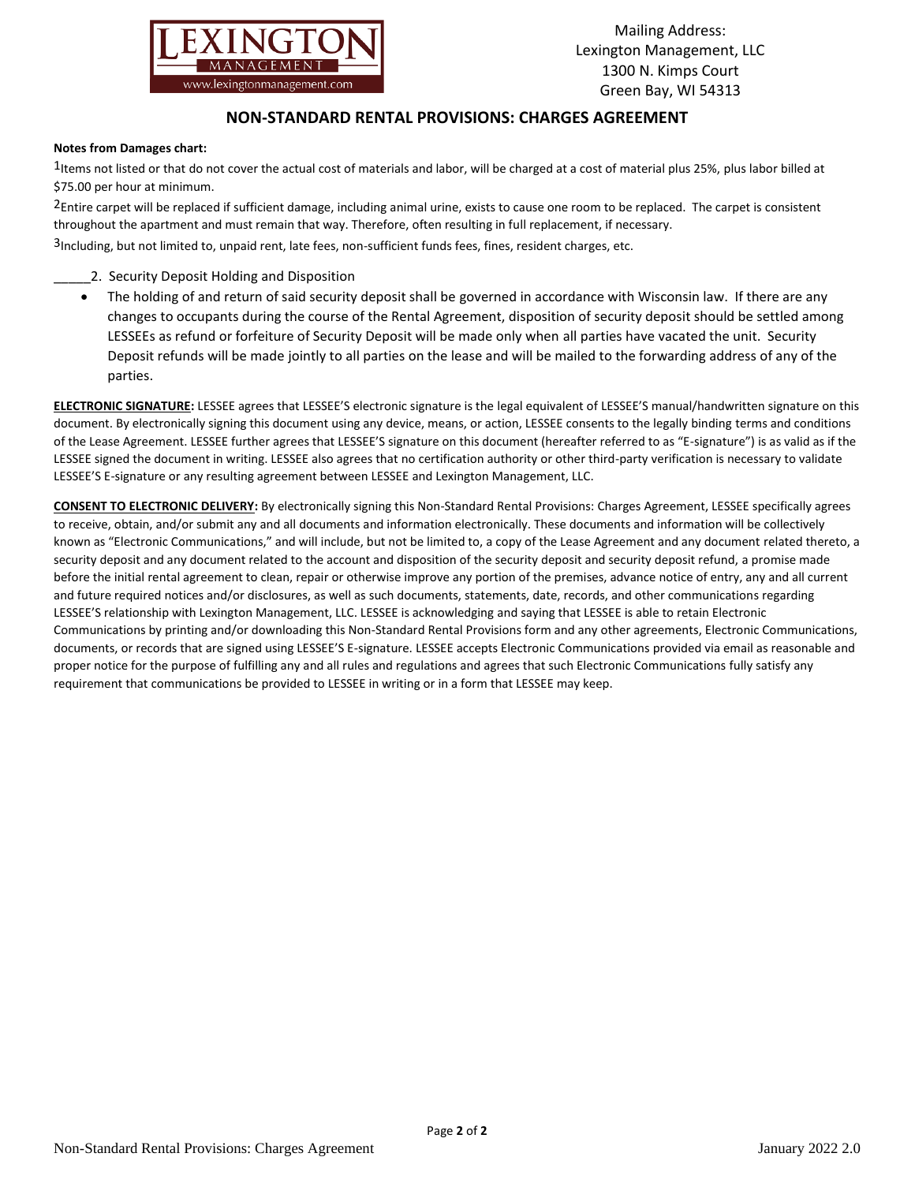Mailing Address:
Lexington Management, LLC
1300 N. Kimps Court
Green Bay, WI 54313

## NON-STANDARD RENTAL PROVISIONS: CHARGES AGREEMENT

**Notes from Damages chart:**

[1]Items not listed or that do not cover the actual cost of materials and labor, will be charged at a cost of material plus 25%, plus labor billed at $75.00 per hour at minimum.

[2]Entire carpet will be replaced if sufficient damage, including animal urine, exists to cause one room to be replaced. The carpet is consistent throughout the apartment and must remain that way. Therefore, often resulting in full replacement, if necessary.

[3]Including, but not limited to, unpaid rent, late fees, non-sufficient funds fees, fines, resident charges, etc.

_____2. Security Deposit Holding and Disposition

- The holding of and return of said security deposit shall be governed in accordance with Wisconsin law. If there are any changes to occupants during the course of the Rental Agreement, disposition of security deposit should be settled among LESSEEs as refund or forfeiture of Security Deposit will be made only when all parties have vacated the unit. Security Deposit refunds will be made jointly to all parties on the lease and will be mailed to the forwarding address of any of the parties.

**ELECTRONIC SIGNATURE:** LESSEE agrees that LESSEE'S electronic signature is the legal equivalent of LESSEE'S manual/handwritten signature on this document. By electronically signing this document using any device, means, or action, LESSEE consents to the legally binding terms and conditions of the Lease Agreement. LESSEE further agrees that LESSEE'S signature on this document (hereafter referred to as "E-signature") is as valid as if the LESSEE signed the document in writing. LESSEE also agrees that no certification authority or other third-party verification is necessary to validate LESSEE'S E-signature or any resulting agreement between LESSEE and Lexington Management, LLC.

**CONSENT TO ELECTRONIC DELIVERY:** By electronically signing this Non-Standard Rental Provisions: Charges Agreement, LESSEE specifically agrees to receive, obtain, and/or submit any and all documents and information electronically. These documents and information will be collectively known as "Electronic Communications," and will include, but not be limited to, a copy of the Lease Agreement and any document related thereto, a security deposit and any document related to the account and disposition of the security deposit and security deposit refund, a promise made before the initial rental agreement to clean, repair or otherwise improve any portion of the premises, advance notice of entry, any and all current and future required notices and/or disclosures, as well as such documents, statements, date, records, and other communications regarding LESSEE'S relationship with Lexington Management, LLC. LESSEE is acknowledging and saying that LESSEE is able to retain Electronic Communications by printing and/or downloading this Non-Standard Rental Provisions form and any other agreements, Electronic Communications, documents, or records that are signed using LESSEE'S E-signature. LESSEE accepts Electronic Communications provided via email as reasonable and proper notice for the purpose of fulfilling any and all rules and regulations and agrees that such Electronic Communications fully satisfy any requirement that communications be provided to LESSEE in writing or in a form that LESSEE may keep.